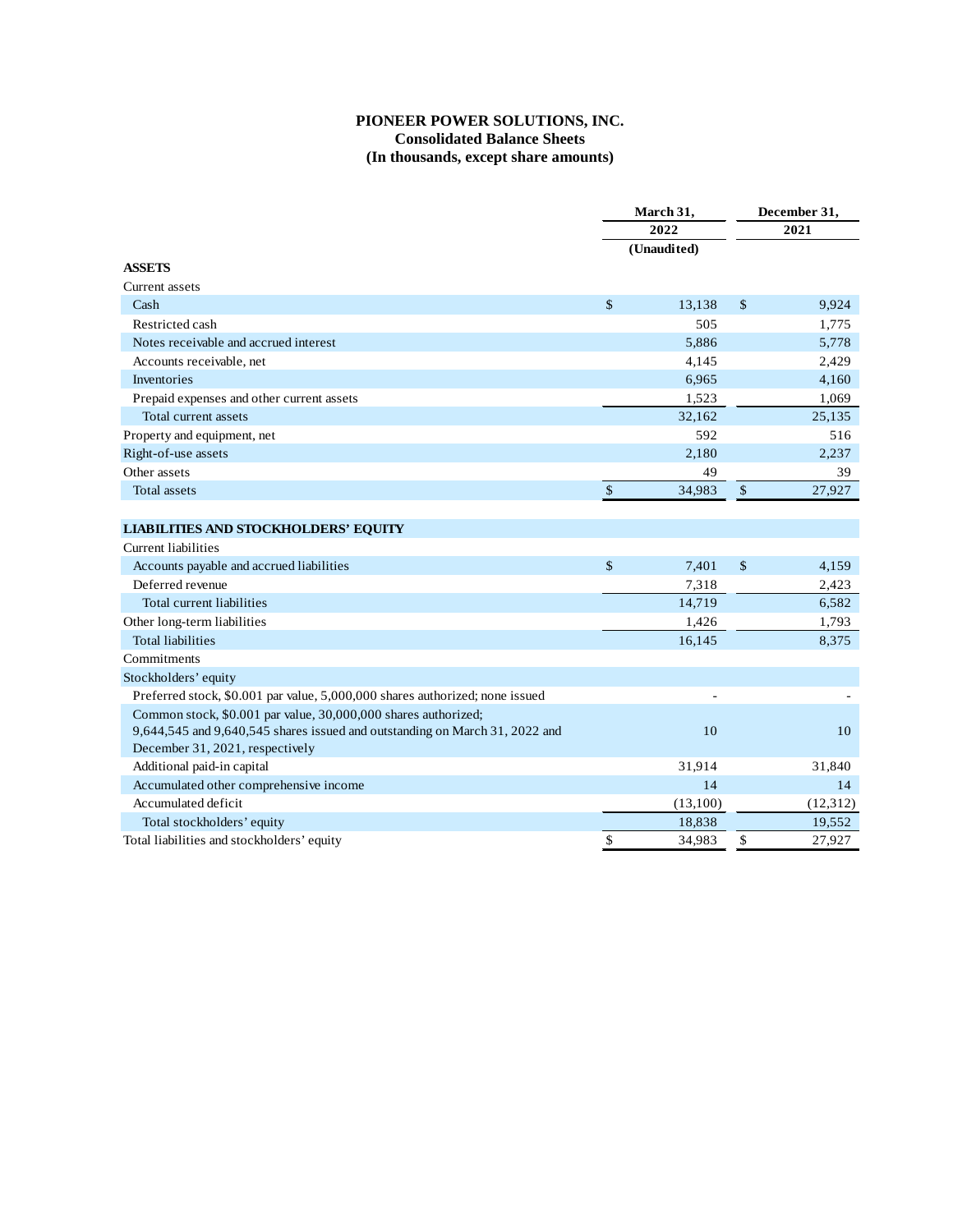# PIONEER POWER SOLUTIONS, INC.
## Consolidated Balance Sheets
## (In thousands, except share amounts)

| | March 31, 2022 (Unaudited) | December 31, 2021 |
|---|---|---|
| **ASSETS** | | |
| Current assets | | |
| Cash | $ 13,138 | $ 9,924 |
| Restricted cash | 505 | 1,775 |
| Notes receivable and accrued interest | 5,886 | 5,778 |
| Accounts receivable, net | 4,145 | 2,429 |
| Inventories | 6,965 | 4,160 |
| Prepaid expenses and other current assets | 1,523 | 1,069 |
| Total current assets | 32,162 | 25,135 |
| Property and equipment, net | 592 | 516 |
| Right-of-use assets | 2,180 | 2,237 |
| Other assets | 49 | 39 |
| Total assets | $ 34,983 | $ 27,927 |
| | | |
| **LIABILITIES AND STOCKHOLDERS' EQUITY** | | |
| Current liabilities | | |
| Accounts payable and accrued liabilities | $ 7,401 | $ 4,159 |
| Deferred revenue | 7,318 | 2,423 |
| Total current liabilities | 14,719 | 6,582 |
| Other long-term liabilities | 1,426 | 1,793 |
| Total liabilities | 16,145 | 8,375 |
| Commitments | | |
| Stockholders' equity | | |
| Preferred stock, $0.001 par value, 5,000,000 shares authorized; none issued | - | - |
| Common stock, $0.001 par value, 30,000,000 shares authorized; 9,644,545 and 9,640,545 shares issued and outstanding on March 31, 2022 and December 31, 2021, respectively | 10 | 10 |
| Additional paid-in capital | 31,914 | 31,840 |
| Accumulated other comprehensive income | 14 | 14 |
| Accumulated deficit | (13,100) | (12,312) |
| Total stockholders' equity | 18,838 | 19,552 |
| Total liabilities and stockholders' equity | $ 34,983 | $ 27,927 |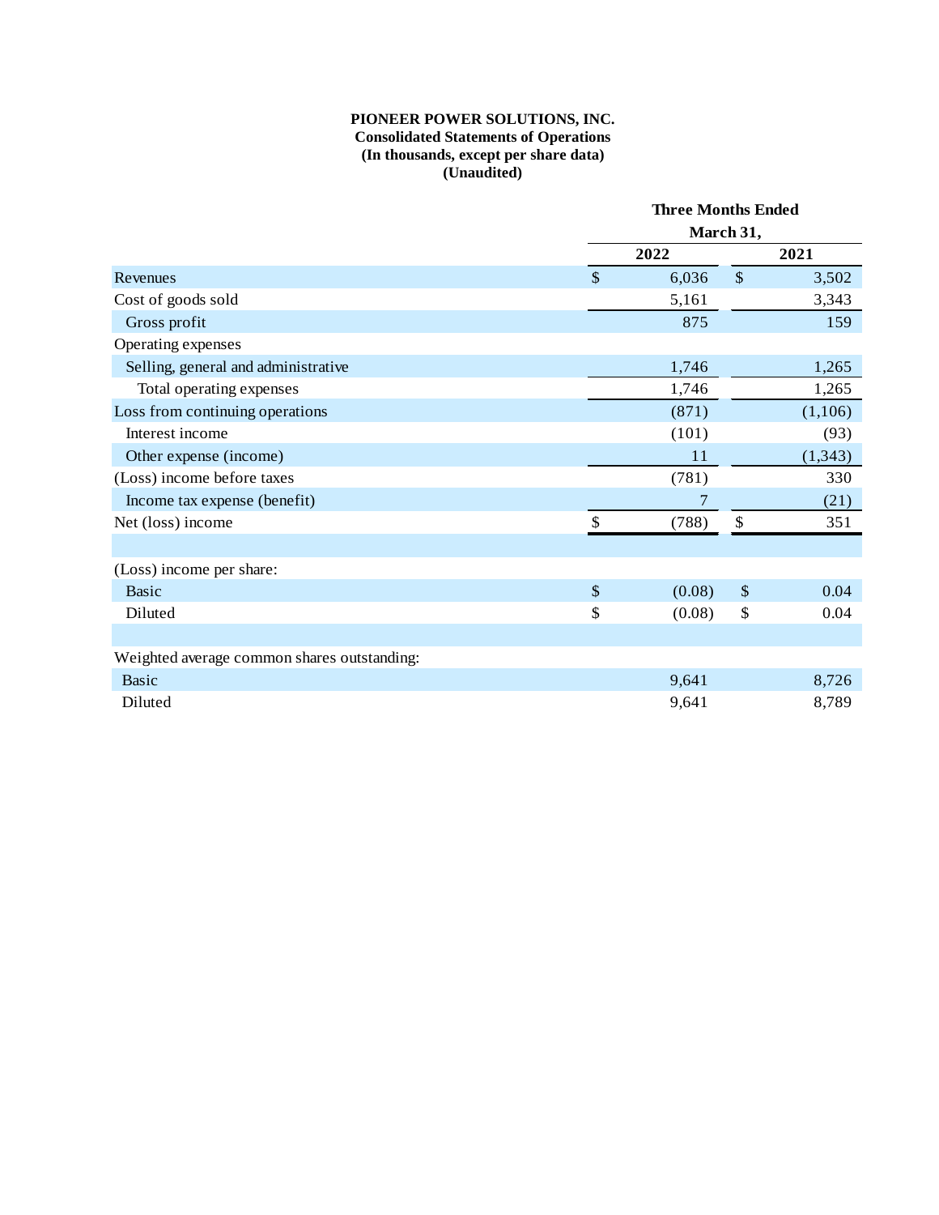**PIONEER POWER SOLUTIONS, INC.**
**Consolidated Statements of Operations**
**(In thousands, except per share data)**
**(Unaudited)**

| | Three Months Ended March 31, | |
|---|---|---|
| | 2022 | 2021 |
| Revenues | $ 6,036 | $ 3,502 |
| Cost of goods sold | 5,161 | 3,343 |
| Gross profit | 875 | 159 |
| Operating expenses | | |
| Selling, general and administrative | 1,746 | 1,265 |
| Total operating expenses | 1,746 | 1,265 |
| Loss from continuing operations | (871) | (1,106) |
| Interest income | (101) | (93) |
| Other expense (income) | 11 | (1,343) |
| (Loss) income before taxes | (781) | 330 |
| Income tax expense (benefit) | 7 | (21) |
| Net (loss) income | $ (788) | $ 351 |
| | | |
| (Loss) income per share: | | |
| Basic | $ (0.08) | $ 0.04 |
| Diluted | $ (0.08) | $ 0.04 |
| | | |
| Weighted average common shares outstanding: | | |
| Basic | 9,641 | 8,726 |
| Diluted | 9,641 | 8,789 |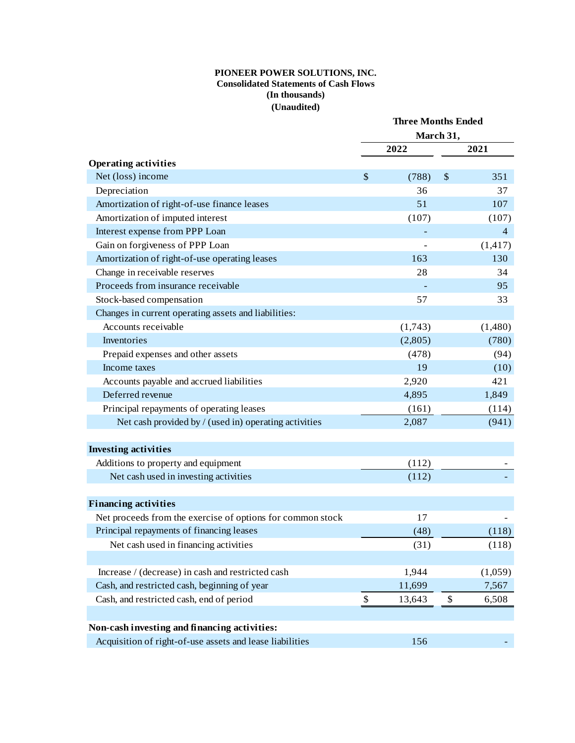**PIONEER POWER SOLUTIONS, INC.**
**Consolidated Statements of Cash Flows**
**(In thousands)**
**(Unaudited)**

| | Three Months Ended March 31, | |
|---|---|---|
| | 2022 | 2021 |
| **Operating activities** | | |
| Net (loss) income | $ (788) | $ 351 |
| Depreciation | 36 | 37 |
| Amortization of right-of-use finance leases | 51 | 107 |
| Amortization of imputed interest | (107) | (107) |
| Interest expense from PPP Loan | - | 4 |
| Gain on forgiveness of PPP Loan | - | (1,417) |
| Amortization of right-of-use operating leases | 163 | 130 |
| Change in receivable reserves | 28 | 34 |
| Proceeds from insurance receivable | - | 95 |
| Stock-based compensation | 57 | 33 |
| Changes in current operating assets and liabilities: | | |
| Accounts receivable | (1,743) | (1,480) |
| Inventories | (2,805) | (780) |
| Prepaid expenses and other assets | (478) | (94) |
| Income taxes | 19 | (10) |
| Accounts payable and accrued liabilities | 2,920 | 421 |
| Deferred revenue | 4,895 | 1,849 |
| Principal repayments of operating leases | (161) | (114) |
| Net cash provided by / (used in) operating activities | 2,087 | (941) |
| | | |
| **Investing activities** | | |
| Additions to property and equipment | (112) | - |
| Net cash used in investing activities | (112) | - |
| | | |
| **Financing activities** | | |
| Net proceeds from the exercise of options for common stock | 17 | - |
| Principal repayments of financing leases | (48) | (118) |
| Net cash used in financing activities | (31) | (118) |
| | | |
| Increase / (decrease) in cash and restricted cash | 1,944 | (1,059) |
| Cash, and restricted cash, beginning of year | 11,699 | 7,567 |
| Cash, and restricted cash, end of period | $ 13,643 | $ 6,508 |
| | | |
| **Non-cash investing and financing activities:** | | |
| Acquisition of right-of-use assets and lease liabilities | 156 | - |